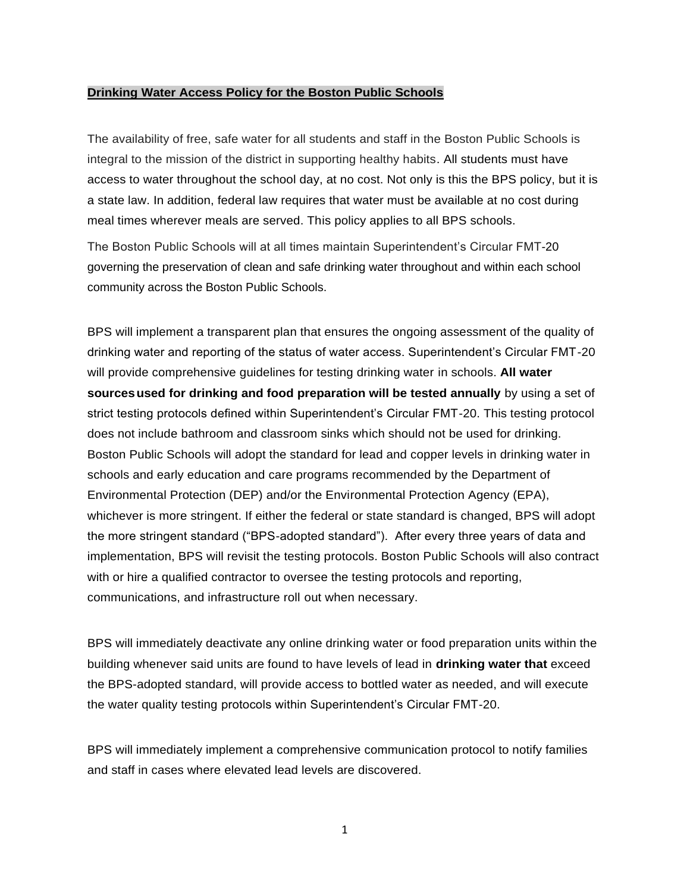**Drinking Water Access Policy for the Boston Public Schools**

The availability of free, safe water for all students and staff in the Boston Public Schools is integral to the mission of the district in supporting healthy habits. All students must have access to water throughout the school day, at no cost. Not only is this the BPS policy, but it is a state law. In addition, federal law requires that water must be available at no cost during meal times wherever meals are served. This policy applies to all BPS schools.

The Boston Public Schools will at all times maintain Superintendent's Circular FMT-20 governing the preservation of clean and safe drinking water throughout and within each school community across the Boston Public Schools.

BPS will implement a transparent plan that ensures the ongoing assessment of the quality of drinking water and reporting of the status of water access. Superintendent's Circular FMT-20 will provide comprehensive guidelines for testing drinking water in schools. **All water sources used for drinking and food preparation will be tested annually** by using a set of strict testing protocols defined within Superintendent's Circular FMT-20. This testing protocol does not include bathroom and classroom sinks which should not be used for drinking. Boston Public Schools will adopt the standard for lead and copper levels in drinking water in schools and early education and care programs recommended by the Department of Environmental Protection (DEP) and/or the Environmental Protection Agency (EPA), whichever is more stringent. If either the federal or state standard is changed, BPS will adopt the more stringent standard ("BPS-adopted standard"). After every three years of data and implementation, BPS will revisit the testing protocols. Boston Public Schools will also contract with or hire a qualified contractor to oversee the testing protocols and reporting, communications, and infrastructure roll out when necessary.

BPS will immediately deactivate any online drinking water or food preparation units within the building whenever said units are found to have levels of lead in **drinking water that** exceed the BPS-adopted standard, will provide access to bottled water as needed, and will execute the water quality testing protocols within Superintendent's Circular FMT-20.

BPS will immediately implement a comprehensive communication protocol to notify families and staff in cases where elevated lead levels are discovered.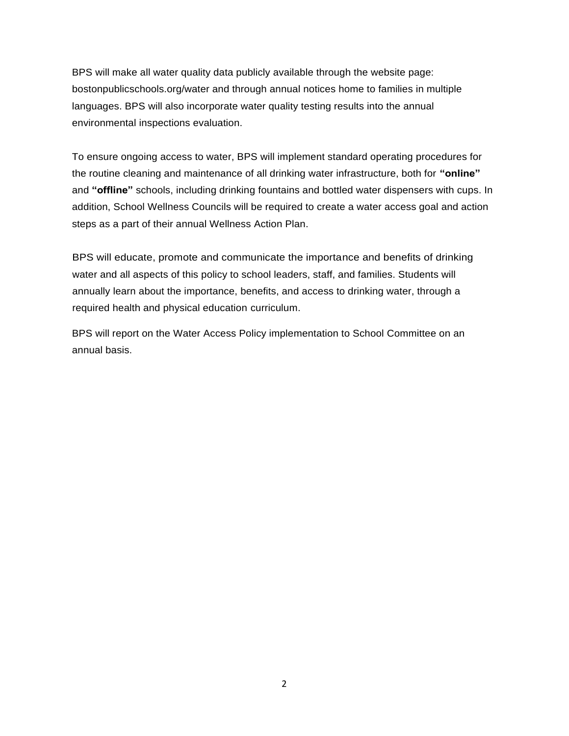BPS will make all water quality data publicly available through the website page: bostonpublicschools.org/water and through annual notices home to families in multiple languages. BPS will also incorporate water quality testing results into the annual environmental inspections evaluation.

To ensure ongoing access to water, BPS will implement standard operating procedures for the routine cleaning and maintenance of all drinking water infrastructure, both for **"online"** and **"offline"** schools, including drinking fountains and bottled water dispensers with cups. In addition, School Wellness Councils will be required to create a water access goal and action steps as a part of their annual Wellness Action Plan.

BPS will educate, promote and communicate the importance and benefits of drinking water and all aspects of this policy to school leaders, staff, and families. Students will annually learn about the importance, benefits, and access to drinking water, through a required health and physical education curriculum.

BPS will report on the Water Access Policy implementation to School Committee on an annual basis.